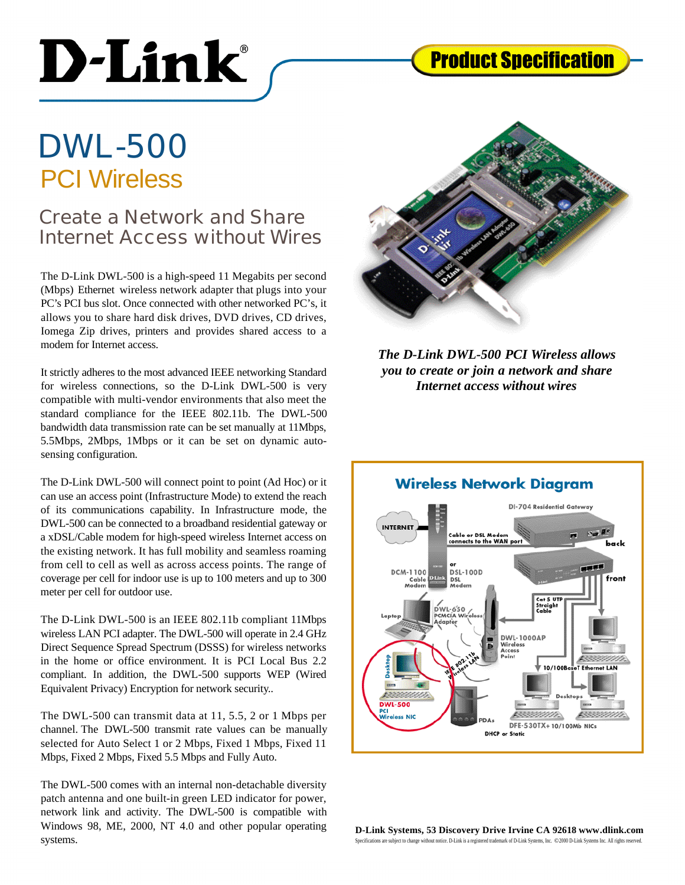D-Link®

**Product Specification**

# DWL-500

## PCI Wireless

### Create a Network and Share Internet Access without Wires

The D-Link DWL-500 is a high-speed 11 Megabits per second (Mbps) Ethernet wireless network adapter that plugs into your PC's PCI bus slot. Once connected with other networked PC's, it allows you to share hard disk drives, DVD drives, CD drives, Iomega Zip drives, printers and provides shared access to a modem for Internet access.

It strictly adheres to the most advanced IEEE networking Standard for wireless connections, so the D-Link DWL-500 is very compatible with multi-vendor environments that also meet the standard compliance for the IEEE 802.11b. The DWL-500 bandwidth data transmission rate can be set manually at 11Mbps, 5.5Mbps, 2Mbps, 1Mbps or it can be set on dynamic auto-sensing configuration.

The D-Link DWL-500 will connect point to point (Ad Hoc) or it can use an access point (Infrastructure Mode) to extend the reach of its communications capability. In Infrastructure mode, the DWL-500 can be connected to a broadband residential gateway or a xDSL/Cable modem for high-speed wireless Internet access on the existing network. It has full mobility and seamless roaming from cell to cell as well as across access points. The range of coverage per cell for indoor use is up to 100 meters and up to 300 meter per cell for outdoor use.

The D-Link DWL-500 is an IEEE 802.11b compliant 11Mbps wireless LAN PCI adapter. The DWL-500 will operate in 2.4 GHz Direct Sequence Spread Spectrum (DSSS) for wireless networks in the home or office environment. It is PCI Local Bus 2.2 compliant. In addition, the DWL-500 supports WEP (Wired Equivalent Privacy) Encryption for network security..

The DWL-500 can transmit data at 11, 5.5, 2 or 1 Mbps per channel. The DWL-500 transmit rate values can be manually selected for Auto Select 1 or 2 Mbps, Fixed 1 Mbps, Fixed 11 Mbps, Fixed 2 Mbps, Fixed 5.5 Mbps and Fully Auto.

The DWL-500 comes with an internal non-detachable diversity patch antenna and one built-in green LED indicator for power, network link and activity. The DWL-500 is compatible with Windows 98, ME, 2000, NT 4.0 and other popular operating systems.

*The D-Link DWL-500 PCI Wireless allows you to create or join a network and share Internet access without wires*

**Wireless Network Diagram**

INTERNET

DI-704 Residential Gateway

Cable or DSL Modem connects to the WAN port

back

front

DCM-1100 Cable Modem

or DSL-100D DSL Modem

Cat 5 UTP Straight Cable

Laptop

DWL-650 PCMCIA Wireless Adapter

DWL-1000AP Wireless Access Point

IEEE 802.11b Wireless LAN

10/100BaseT Ethernet LAN

Desktop

DWL-500 PCI Wireless NIC

PDAs

Desktops

DFE-530TX+ 10/100Mb NICs

DHCP or Static

**D-Link Systems, 53 Discovery Drive Irvine CA 92618 www.dlink.com**

Specifications are subject to change without notice. D-Link is a registered trademark of D-Link Systems, Inc. ©2000 D-Link Systems Inc. All rights reserved.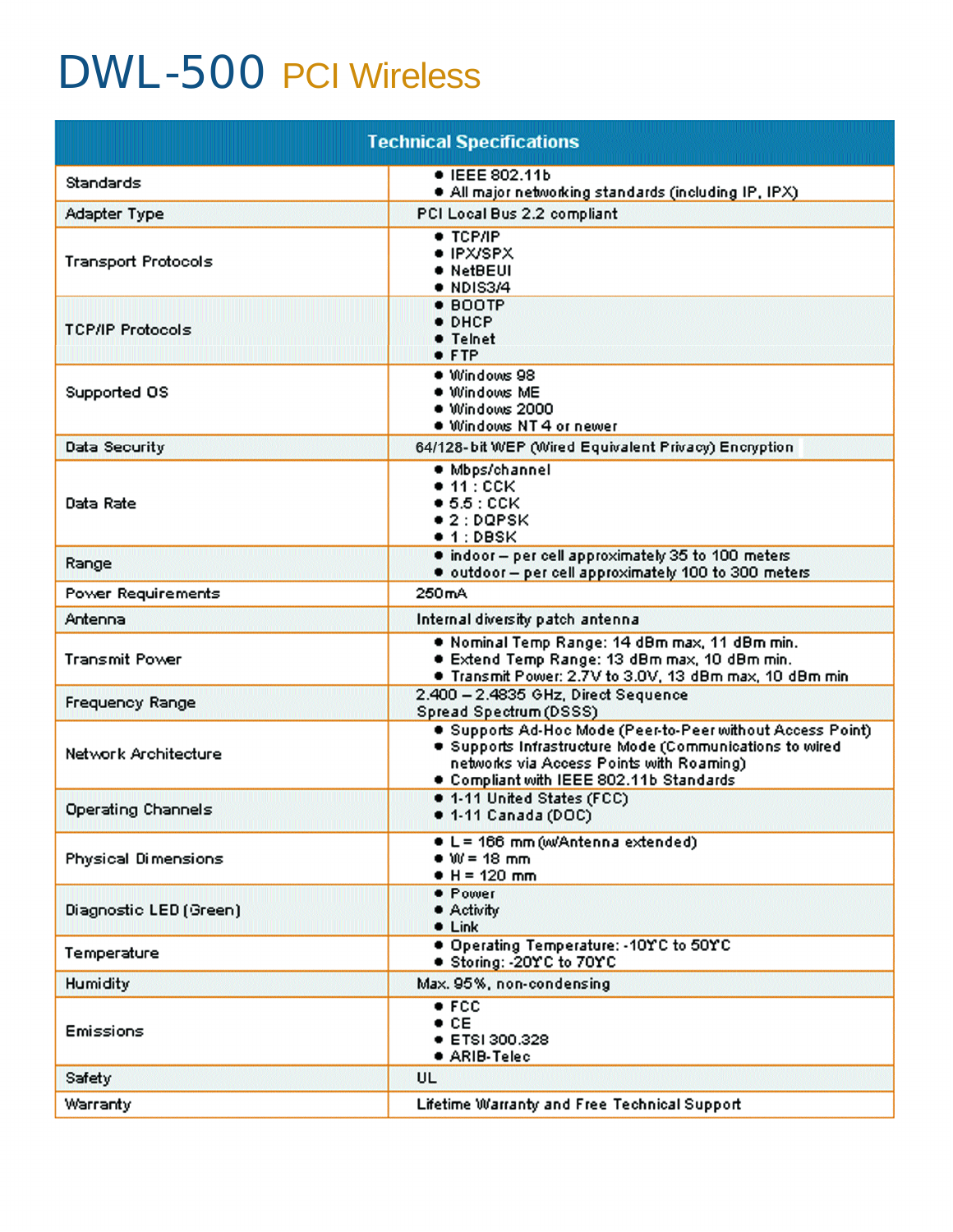# DWL-500 PCI Wireless

| Technical Specifications | |
|---|---|
| Standards | • IEEE 802.11b<br>• All major networking standards (including IP, IPX) |
| Adapter Type | PCI Local Bus 2.2 compliant |
| Transport Protocols | • TCP/IP<br>• IPX/SPX<br>• NetBEUI<br>• NDIS3/4 |
| TCP/IP Protocols | • BOOTP<br>• DHCP<br>• Telnet<br>• FTP |
| Supported OS | • Windows 98<br>• Windows ME<br>• Windows 2000<br>• Windows NT 4 or newer |
| Data Security | 64/128-bit WEP (Wired Equivalent Privacy) Encryption |
| Data Rate | • Mbps/channel<br>• 11 : CCK<br>• 5.5 : CCK<br>• 2 : DQPSK<br>• 1 : DBSK |
| Range | • indoor – per cell approximately 35 to 100 meters<br>• outdoor – per cell approximately 100 to 300 meters |
| Power Requirements | 250mA |
| Antenna | Internal diversity patch antenna |
| Transmit Power | • Nominal Temp Range: 14 dBm max, 11 dBm min.<br>• Extend Temp Range: 13 dBm max, 10 dBm min.<br>• Transmit Power: 2.7V to 3.0V, 13 dBm max, 10 dBm min |
| Frequency Range | 2.400 – 2.4835 GHz, Direct Sequence Spread Spectrum (DSSS) |
| Network Architecture | • Supports Ad-Hoc Mode (Peer-to-Peer without Access Point)<br>• Supports Infrastructure Mode (Communications to wired networks via Access Points with Roaming)<br>• Compliant with IEEE 802.11b Standards |
| Operating Channels | • 1-11 United States (FCC)<br>• 1-11 Canada (DOC) |
| Physical Dimensions | • L = 166 mm (w/Antenna extended)<br>• W = 18 mm<br>• H = 120 mm |
| Diagnostic LED (Green) | • Power<br>• Activity<br>• Link |
| Temperature | • Operating Temperature: -10ΥC to 50ΥC<br>• Storing: -20ΥC to 70ΥC |
| Humidity | Max. 95%, non-condensing |
| Emissions | • FCC<br>• CE<br>• ETSI 300.328<br>• ARIB-Telec |
| Safety | UL |
| Warranty | Lifetime Warranty and Free Technical Support |